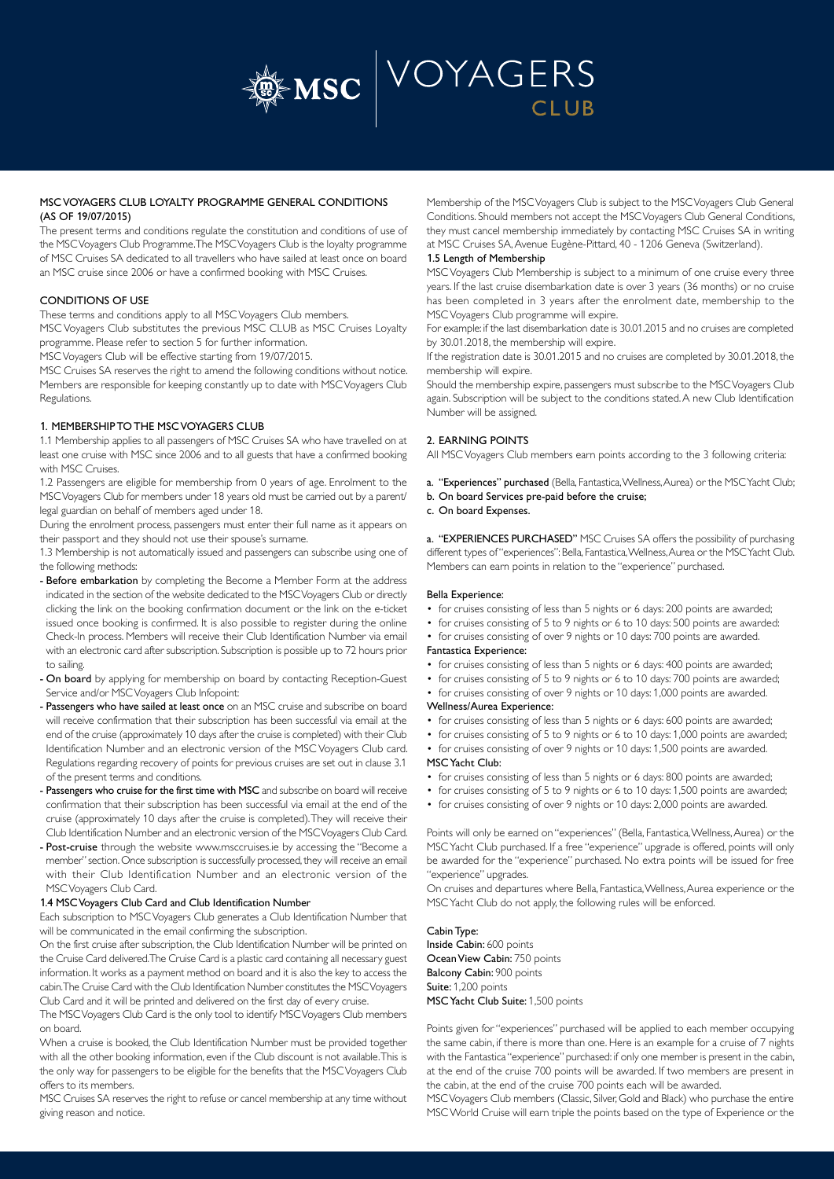# MSC VOYAGERS CLUB

## MSC VOYAGERS CLUB LOYALTY PROGRAMME GENERAL CONDITIONS (AS OF 19/07/2015)

The present terms and conditions regulate the constitution and conditions of use of the MSC Voyagers Club Programme. The MSC Voyagers Club is the loyalty programme of MSC Cruises SA dedicated to all travellers who have sailed at least once on board an MSC cruise since 2006 or have a confirmed booking with MSC Cruises.

## CONDITIONS OF USE

These terms and conditions apply to all MSC Voyagers Club members.

MSC Voyagers Club substitutes the previous MSC CLUB as MSC Cruises Loyalty programme. Please refer to section 5 for further information.

MSC Voyagers Club will be effective starting from 19/07/2015.

MSC Cruises SA reserves the right to amend the following conditions without notice. Members are responsible for keeping constantly up to date with MSC Voyagers Club Regulations.

## 1. MEMBERSHIP TO THE MSC VOYAGERS CLUB

1.1 Membership applies to all passengers of MSC Cruises SA who have travelled on at least one cruise with MSC since 2006 and to all guests that have a confirmed booking with MSC Cruises.

1.2 Passengers are eligible for membership from 0 years of age. Enrolment to the MSC Voyagers Club for members under 18 years old must be carried out by a parent/legal guardian on behalf of members aged under 18.

During the enrolment process, passengers must enter their full name as it appears on their passport and they should not use their spouse's surname.

1.3 Membership is not automatically issued and passengers can subscribe using one of the following methods:

- **Before embarkation** by completing the Become a Member Form at the address indicated in the section of the website dedicated to the MSC Voyagers Club or directly clicking the link on the booking confirmation document or the link on the e-ticket issued once booking is confirmed. It is also possible to register during the online Check-In process. Members will receive their Club Identification Number via email with an electronic card after subscription. Subscription is possible up to 72 hours prior to sailing.
- **On board** by applying for membership on board by contacting Reception-Guest Service and/or MSC Voyagers Club Infopoint:
- **Passengers who have sailed at least once** on an MSC cruise and subscribe on board will receive confirmation that their subscription has been successful via email at the end of the cruise (approximately 10 days after the cruise is completed) with their Club Identification Number and an electronic version of the MSC Voyagers Club card. Regulations regarding recovery of points for previous cruises are set out in clause 3.1 of the present terms and conditions.
- **Passengers who cruise for the first time with MSC** and subscribe on board will receive confirmation that their subscription has been successful via email at the end of the cruise (approximately 10 days after the cruise is completed). They will receive their Club Identification Number and an electronic version of the MSC Voyagers Club Card.
- **Post-cruise** through the website www.msccruises.ie by accessing the "Become a member" section. Once subscription is successfully processed, they will receive an email with their Club Identification Number and an electronic version of the MSC Voyagers Club Card.

### 1.4 MSC Voyagers Club Card and Club Identification Number

Each subscription to MSC Voyagers Club generates a Club Identification Number that will be communicated in the email confirming the subscription.

On the first cruise after subscription, the Club Identification Number will be printed on the Cruise Card delivered. The Cruise Card is a plastic card containing all necessary guest information. It works as a payment method on board and it is also the key to access the cabin. The Cruise Card with the Club Identification Number constitutes the MSC Voyagers Club Card and it will be printed and delivered on the first day of every cruise.

The MSC Voyagers Club Card is the only tool to identify MSC Voyagers Club members on board.

When a cruise is booked, the Club Identification Number must be provided together with all the other booking information, even if the Club discount is not available. This is the only way for passengers to be eligible for the benefits that the MSC Voyagers Club offers to its members.

MSC Cruises SA reserves the right to refuse or cancel membership at any time without giving reason and notice.

Membership of the MSC Voyagers Club is subject to the MSC Voyagers Club General Conditions. Should members not accept the MSC Voyagers Club General Conditions, they must cancel membership immediately by contacting MSC Cruises SA in writing at MSC Cruises SA, Avenue Eugène-Pittard, 40 - 1206 Geneva (Switzerland).

### 1.5 Length of Membership

MSC Voyagers Club Membership is subject to a minimum of one cruise every three years. If the last cruise disembarkation date is over 3 years (36 months) or no cruise has been completed in 3 years after the enrolment date, membership to the MSC Voyagers Club programme will expire.

For example: if the last disembarkation date is 30.01.2015 and no cruises are completed by 30.01.2018, the membership will expire.

If the registration date is 30.01.2015 and no cruises are completed by 30.01.2018, the membership will expire.

Should the membership expire, passengers must subscribe to the MSC Voyagers Club again. Subscription will be subject to the conditions stated. A new Club Identification Number will be assigned.

## 2. EARNING POINTS

All MSC Voyagers Club members earn points according to the 3 following criteria:

a. **"Experiences" purchased** (Bella, Fantastica, Wellness, Aurea) or the MSC Yacht Club;
b. **On board Services pre-paid before the cruise;**
c. **On board Expenses.**

a. **"EXPERIENCES PURCHASED"** MSC Cruises SA offers the possibility of purchasing different types of "experiences": Bella, Fantastica, Wellness, Aurea or the MSC Yacht Club. Members can earn points in relation to the "experience" purchased.

**Bella Experience:**

- for cruises consisting of less than 5 nights or 6 days: 200 points are awarded;
- for cruises consisting of 5 to 9 nights or 6 to 10 days: 500 points are awarded:
- for cruises consisting of over 9 nights or 10 days: 700 points are awarded.

**Fantastica Experience:**

- for cruises consisting of less than 5 nights or 6 days: 400 points are awarded;
- for cruises consisting of 5 to 9 nights or 6 to 10 days: 700 points are awarded;
- for cruises consisting of over 9 nights or 10 days: 1,000 points are awarded.

**Wellness/Aurea Experience:**

- for cruises consisting of less than 5 nights or 6 days: 600 points are awarded;
- for cruises consisting of 5 to 9 nights or 6 to 10 days: 1,000 points are awarded;
- for cruises consisting of over 9 nights or 10 days: 1,500 points are awarded.

**MSC Yacht Club:**

- for cruises consisting of less than 5 nights or 6 days: 800 points are awarded;
- for cruises consisting of 5 to 9 nights or 6 to 10 days: 1,500 points are awarded;
- for cruises consisting of over 9 nights or 10 days: 2,000 points are awarded.

Points will only be earned on "experiences" (Bella, Fantastica, Wellness, Aurea) or the MSC Yacht Club purchased. If a free "experience" upgrade is offered, points will only be awarded for the "experience" purchased. No extra points will be issued for free "experience" upgrades.

On cruises and departures where Bella, Fantastica, Wellness, Aurea experience or the MSC Yacht Club do not apply, the following rules will be enforced.

**Cabin Type:**
**Inside Cabin:** 600 points
**Ocean View Cabin:** 750 points
**Balcony Cabin:** 900 points
**Suite:** 1,200 points
**MSC Yacht Club Suite:** 1,500 points

Points given for "experiences" purchased will be applied to each member occupying the same cabin, if there is more than one. Here is an example for a cruise of 7 nights with the Fantastica "experience" purchased: if only one member is present in the cabin, at the end of the cruise 700 points will be awarded. If two members are present in the cabin, at the end of the cruise 700 points each will be awarded.

MSC Voyagers Club members (Classic, Silver, Gold and Black) who purchase the entire MSC World Cruise will earn triple the points based on the type of Experience or the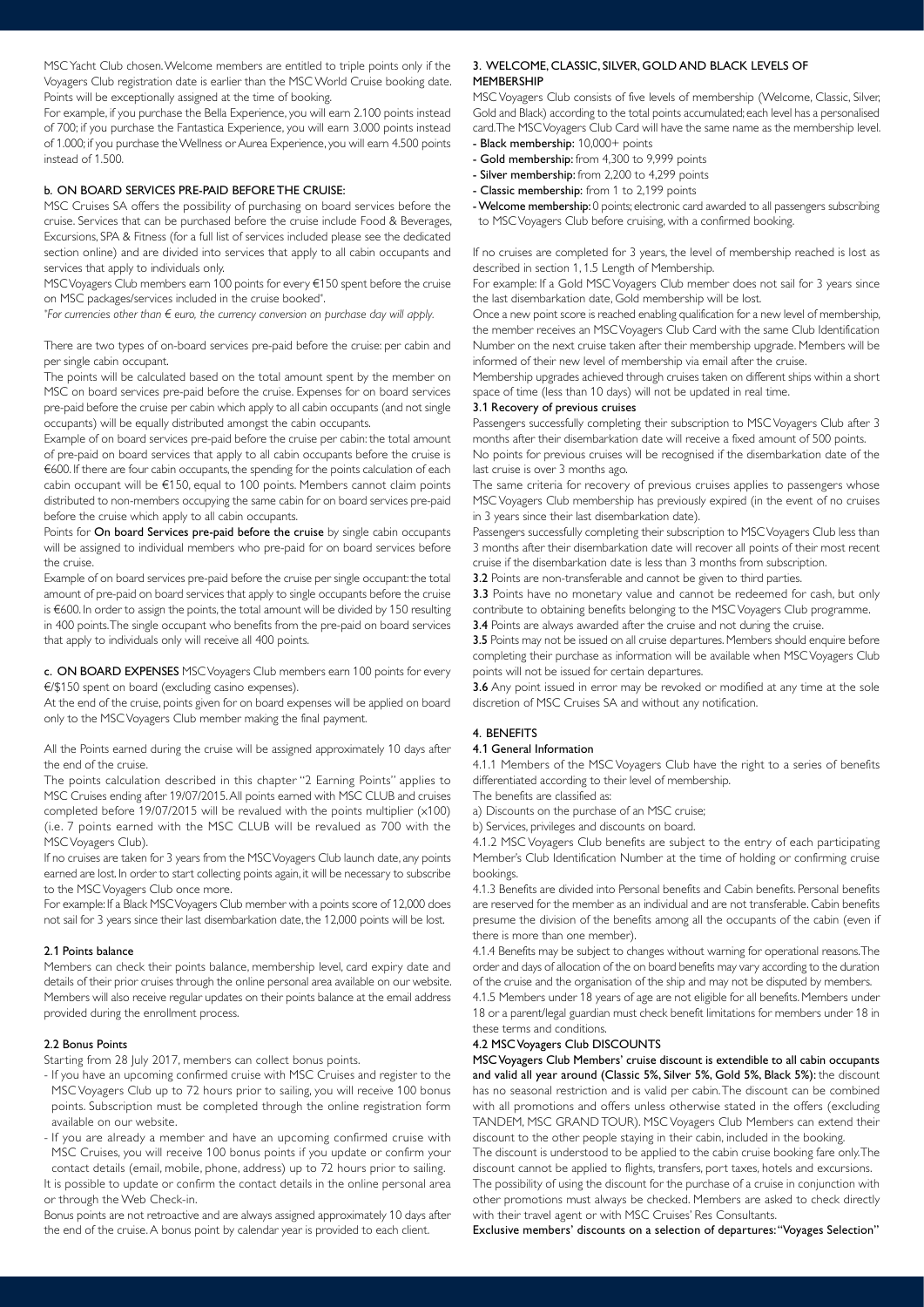MSC Yacht Club chosen. Welcome members are entitled to triple points only if the Voyagers Club registration date is earlier than the MSC World Cruise booking date. Points will be exceptionally assigned at the time of booking.

For example, if you purchase the Bella Experience, you will earn 2.100 points instead of 700; if you purchase the Fantastica Experience, you will earn 3.000 points instead of 1.000; if you purchase the Wellness or Aurea Experience, you will earn 4.500 points instead of 1.500.

#### b. ON BOARD SERVICES PRE-PAID BEFORE THE CRUISE:

MSC Cruises SA offers the possibility of purchasing on board services before the cruise. Services that can be purchased before the cruise include Food & Beverages, Excursions, SPA & Fitness (for a full list of services included please see the dedicated section online) and are divided into services that apply to all cabin occupants and services that apply to individuals only.

MSC Voyagers Club members earn 100 points for every €150 spent before the cruise on MSC packages/services included in the cruise booked*.

*For currencies other than € euro, the currency conversion on purchase day will apply.*

There are two types of on-board services pre-paid before the cruise: per cabin and per single cabin occupant.

The points will be calculated based on the total amount spent by the member on MSC on board services pre-paid before the cruise. Expenses for on board services pre-paid before the cruise per cabin which apply to all cabin occupants (and not single occupants) will be equally distributed amongst the cabin occupants.

Example of on board services pre-paid before the cruise per cabin: the total amount of pre-paid on board services that apply to all cabin occupants before the cruise is €600. If there are four cabin occupants, the spending for the points calculation of each cabin occupant will be €150, equal to 100 points. Members cannot claim points distributed to non-members occupying the same cabin for on board services pre-paid before the cruise which apply to all cabin occupants.

Points for **On board Services pre-paid before the cruise** by single cabin occupants will be assigned to individual members who pre-paid for on board services before the cruise.

Example of on board services pre-paid before the cruise per single occupant: the total amount of pre-paid on board services that apply to single occupants before the cruise is €600. In order to assign the points, the total amount will be divided by 150 resulting in 400 points. The single occupant who benefits from the pre-paid on board services that apply to individuals only will receive all 400 points.

**c. ON BOARD EXPENSES** MSC Voyagers Club members earn 100 points for every €/$150 spent on board (excluding casino expenses).

At the end of the cruise, points given for on board expenses will be applied on board only to the MSC Voyagers Club member making the final payment.

All the Points earned during the cruise will be assigned approximately 10 days after the end of the cruise.

The points calculation described in this chapter "2 Earning Points" applies to MSC Cruises ending after 19/07/2015. All points earned with MSC CLUB and cruises completed before 19/07/2015 will be revalued with the points multiplier (x100) (i.e. 7 points earned with the MSC CLUB will be revalued as 700 with the MSC Voyagers Club).

If no cruises are taken for 3 years from the MSC Voyagers Club launch date, any points earned are lost. In order to start collecting points again, it will be necessary to subscribe to the MSC Voyagers Club once more.

For example: If a Black MSC Voyagers Club member with a points score of 12,000 does not sail for 3 years since their last disembarkation date, the 12,000 points will be lost.

#### 2.1 Points balance

Members can check their points balance, membership level, card expiry date and details of their prior cruises through the online personal area available on our website. Members will also receive regular updates on their points balance at the email address provided during the enrollment process.

#### 2.2 Bonus Points

Starting from 28 July 2017, members can collect bonus points.

- If you have an upcoming confirmed cruise with MSC Cruises and register to the MSC Voyagers Club up to 72 hours prior to sailing, you will receive 100 bonus points. Subscription must be completed through the online registration form available on our website.
- If you are already a member and have an upcoming confirmed cruise with MSC Cruises, you will receive 100 bonus points if you update or confirm your contact details (email, mobile, phone, address) up to 72 hours prior to sailing.

It is possible to update or confirm the contact details in the online personal area or through the Web Check-in.

Bonus points are not retroactive and are always assigned approximately 10 days after the end of the cruise. A bonus point by calendar year is provided to each client.

### 3. WELCOME, CLASSIC, SILVER, GOLD AND BLACK LEVELS OF MEMBERSHIP

MSC Voyagers Club consists of five levels of membership (Welcome, Classic, Silver, Gold and Black) according to the total points accumulated; each level has a personalised card. The MSC Voyagers Club Card will have the same name as the membership level.

- **Black membership:** 10,000+ points
- **Gold membership:** from 4,300 to 9,999 points
- **Silver membership:** from 2,200 to 4,299 points
- **Classic membership:** from 1 to 2,199 points
- **Welcome membership:** 0 points; electronic card awarded to all passengers subscribing to MSC Voyagers Club before cruising, with a confirmed booking.

If no cruises are completed for 3 years, the level of membership reached is lost as described in section 1, 1.5 Length of Membership.

For example: If a Gold MSC Voyagers Club member does not sail for 3 years since the last disembarkation date, Gold membership will be lost.

Once a new point score is reached enabling qualification for a new level of membership, the member receives an MSC Voyagers Club Card with the same Club Identification Number on the next cruise taken after their membership upgrade. Members will be informed of their new level of membership via email after the cruise.

Membership upgrades achieved through cruises taken on different ships within a short space of time (less than 10 days) will not be updated in real time.

#### 3.1 Recovery of previous cruises

Passengers successfully completing their subscription to MSC Voyagers Club after 3 months after their disembarkation date will receive a fixed amount of 500 points.

No points for previous cruises will be recognised if the disembarkation date of the last cruise is over 3 months ago.

The same criteria for recovery of previous cruises applies to passengers whose MSC Voyagers Club membership has previously expired (in the event of no cruises in 3 years since their last disembarkation date).

Passengers successfully completing their subscription to MSC Voyagers Club less than 3 months after their disembarkation date will recover all points of their most recent cruise if the disembarkation date is less than 3 months from subscription.

**3.2** Points are non-transferable and cannot be given to third parties.

**3.3** Points have no monetary value and cannot be redeemed for cash, but only contribute to obtaining benefits belonging to the MSC Voyagers Club programme.

**3.4** Points are always awarded after the cruise and not during the cruise.

**3.5** Points may not be issued on all cruise departures. Members should enquire before completing their purchase as information will be available when MSC Voyagers Club points will not be issued for certain departures.

**3.6** Any point issued in error may be revoked or modified at any time at the sole discretion of MSC Cruises SA and without any notification.

### 4. BENEFITS

#### 4.1 General Information

4.1.1 Members of the MSC Voyagers Club have the right to a series of benefits differentiated according to their level of membership.

The benefits are classified as:

a) Discounts on the purchase of an MSC cruise;

b) Services, privileges and discounts on board.

4.1.2 MSC Voyagers Club benefits are subject to the entry of each participating Member's Club Identification Number at the time of holding or confirming cruise bookings.

4.1.3 Benefits are divided into Personal benefits and Cabin benefits. Personal benefits are reserved for the member as an individual and are not transferable. Cabin benefits presume the division of the benefits among all the occupants of the cabin (even if there is more than one member).

4.1.4 Benefits may be subject to changes without warning for operational reasons. The order and days of allocation of the on board benefits may vary according to the duration of the cruise and the organisation of the ship and may not be disputed by members.

4.1.5 Members under 18 years of age are not eligible for all benefits. Members under 18 or a parent/legal guardian must check benefit limitations for members under 18 in these terms and conditions.

#### 4.2 MSC Voyagers Club DISCOUNTS

**MSC Voyagers Club Members' cruise discount is extendible to all cabin occupants and valid all year around (Classic 5%, Silver 5%, Gold 5%, Black 5%):** the discount has no seasonal restriction and is valid per cabin. The discount can be combined with all promotions and offers unless otherwise stated in the offers (excluding TANDEM, MSC GRAND TOUR). MSC Voyagers Club Members can extend their discount to the other people staying in their cabin, included in the booking.

The discount is understood to be applied to the cabin cruise booking fare only. The discount cannot be applied to flights, transfers, port taxes, hotels and excursions. The possibility of using the discount for the purchase of a cruise in conjunction with other promotions must always be checked. Members are asked to check directly with their travel agent or with MSC Cruises' Res Consultants.

**Exclusive members' discounts on a selection of departures: "Voyages Selection"**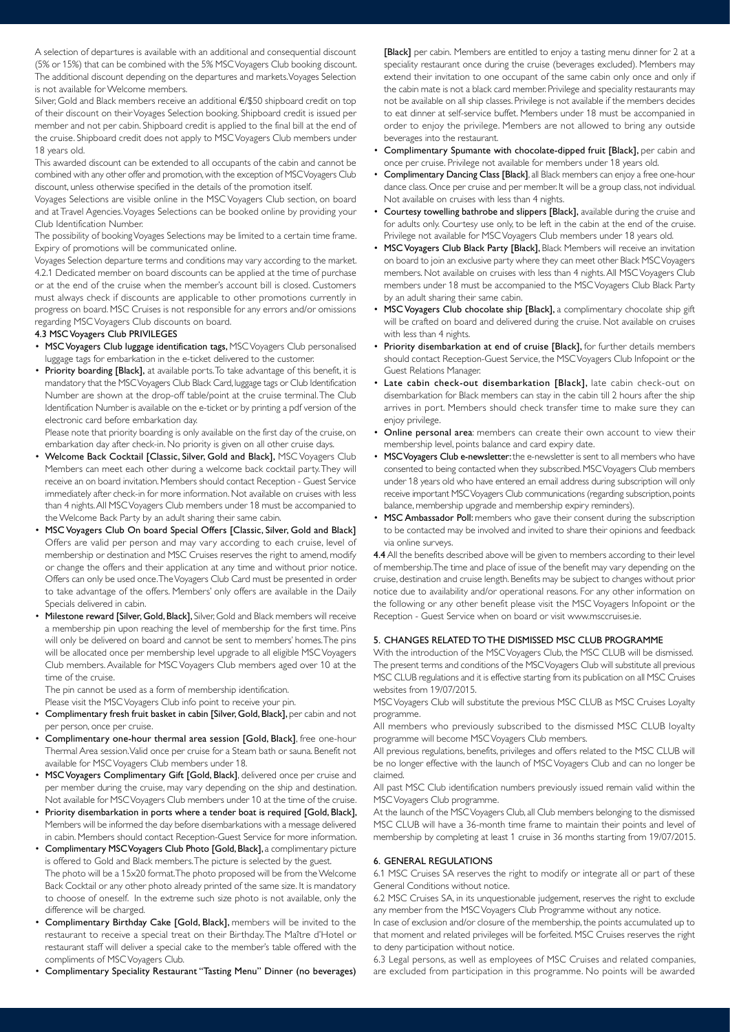A selection of departures is available with an additional and consequential discount (5% or 15%) that can be combined with the 5% MSC Voyagers Club booking discount. The additional discount depending on the departures and markets. Voyages Selection is not available for Welcome members.

Silver, Gold and Black members receive an additional €/$50 shipboard credit on top of their discount on their Voyages Selection booking. Shipboard credit is issued per member and not per cabin. Shipboard credit is applied to the final bill at the end of the cruise. Shipboard credit does not apply to MSC Voyagers Club members under 18 years old.

This awarded discount can be extended to all occupants of the cabin and cannot be combined with any other offer and promotion, with the exception of MSC Voyagers Club discount, unless otherwise specified in the details of the promotion itself.

Voyages Selections are visible online in the MSC Voyagers Club section, on board and at Travel Agencies. Voyages Selections can be booked online by providing your Club Identification Number.

The possibility of booking Voyages Selections may be limited to a certain time frame. Expiry of promotions will be communicated online.

Voyages Selection departure terms and conditions may vary according to the market.

4.2.1 Dedicated member on board discounts can be applied at the time of purchase or at the end of the cruise when the member's account bill is closed. Customers must always check if discounts are applicable to other promotions currently in progress on board. MSC Cruises is not responsible for any errors and/or omissions regarding MSC Voyagers Club discounts on board.

### 4.3 MSC Voyagers Club PRIVILEGES

- **MSC Voyagers Club luggage identification tags,** MSC Voyagers Club personalised luggage tags for embarkation in the e-ticket delivered to the customer.
- **Priority boarding [Black],** at available ports. To take advantage of this benefit, it is mandatory that the MSC Voyagers Club Black Card, luggage tags or Club Identification Number are shown at the drop-off table/point at the cruise terminal. The Club Identification Number is available on the e-ticket or by printing a pdf version of the electronic card before embarkation day.
  Please note that priority boarding is only available on the first day of the cruise, on embarkation day after check-in. No priority is given on all other cruise days.
- **Welcome Back Cocktail [Classic, Silver, Gold and Black],** MSC Voyagers Club Members can meet each other during a welcome back cocktail party. They will receive an on board invitation. Members should contact Reception - Guest Service immediately after check-in for more information. Not available on cruises with less than 4 nights. All MSC Voyagers Club members under 18 must be accompanied to the Welcome Back Party by an adult sharing their same cabin.
- **MSC Voyagers Club On board Special Offers [Classic, Silver, Gold and Black]** Offers are valid per person and may vary according to each cruise, level of membership or destination and MSC Cruises reserves the right to amend, modify or change the offers and their application at any time and without prior notice. Offers can only be used once. The Voyagers Club Card must be presented in order to take advantage of the offers. Members' only offers are available in the Daily Specials delivered in cabin.
- **Milestone reward [Silver, Gold, Black],** Silver, Gold and Black members will receive a membership pin upon reaching the level of membership for the first time. Pins will only be delivered on board and cannot be sent to members' homes. The pins will be allocated once per membership level upgrade to all eligible MSC Voyagers Club members. Available for MSC Voyagers Club members aged over 10 at the time of the cruise.
  The pin cannot be used as a form of membership identification.
  Please visit the MSC Voyagers Club info point to receive your pin.
- **Complimentary fresh fruit basket in cabin [Silver, Gold, Black],** per cabin and not per person, once per cruise.
- **Complimentary one-hour thermal area session [Gold, Black]**, free one-hour Thermal Area session. Valid once per cruise for a Steam bath or sauna. Benefit not available for MSC Voyagers Club members under 18.
- **MSC Voyagers Complimentary Gift [Gold, Black]**, delivered once per cruise and per member during the cruise, may vary depending on the ship and destination. Not available for MSC Voyagers Club members under 10 at the time of the cruise.
- **Priority disembarkation in ports where a tender boat is required [Gold, Black],** Members will be informed the day before disembarkations with a message delivered in cabin. Members should contact Reception-Guest Service for more information.
- **Complimentary MSC Voyagers Club Photo [Gold, Black],** a complimentary picture is offered to Gold and Black members. The picture is selected by the guest.
  The photo will be a 15x20 format. The photo proposed will be from the Welcome Back Cocktail or any other photo already printed of the same size. It is mandatory to choose of oneself. In the extreme such size photo is not available, only the difference will be charged.
- **Complimentary Birthday Cake [Gold, Black],** members will be invited to the restaurant to receive a special treat on their Birthday. The Maître d'Hotel or restaurant staff will deliver a special cake to the member's table offered with the compliments of MSC Voyagers Club.
- **Complimentary Speciality Restaurant "Tasting Menu" Dinner (no beverages) [Black]** per cabin. Members are entitled to enjoy a tasting menu dinner for 2 at a speciality restaurant once during the cruise (beverages excluded). Members may extend their invitation to one occupant of the same cabin only once and only if the cabin mate is not a black card member. Privilege and speciality restaurants may not be available on all ship classes. Privilege is not available if the members decides to eat dinner at self-service buffet. Members under 18 must be accompanied in order to enjoy the privilege. Members are not allowed to bring any outside beverages into the restaurant.
- **Complimentary Spumante with chocolate-dipped fruit [Black],** per cabin and once per cruise. Privilege not available for members under 18 years old.
- **Complimentary Dancing Class [Black]**, all Black members can enjoy a free one-hour dance class. Once per cruise and per member. It will be a group class, not individual. Not available on cruises with less than 4 nights.
- **Courtesy towelling bathrobe and slippers [Black],** available during the cruise and for adults only. Courtesy use only, to be left in the cabin at the end of the cruise. Privilege not available for MSC Voyagers Club members under 18 years old.
- **MSC Voyagers Club Black Party [Black],** Black Members will receive an invitation on board to join an exclusive party where they can meet other Black MSC Voyagers members. Not available on cruises with less than 4 nights. All MSC Voyagers Club members under 18 must be accompanied to the MSC Voyagers Club Black Party by an adult sharing their same cabin.
- **MSC Voyagers Club chocolate ship [Black],** a complimentary chocolate ship gift will be crafted on board and delivered during the cruise. Not available on cruises with less than 4 nights.
- **Priority disembarkation at end of cruise [Black],** for further details members should contact Reception-Guest Service, the MSC Voyagers Club Infopoint or the Guest Relations Manager.
- **Late cabin check-out disembarkation [Black],** late cabin check-out on disembarkation for Black members can stay in the cabin till 2 hours after the ship arrives in port. Members should check transfer time to make sure they can enjoy privilege.
- **Online personal area**: members can create their own account to view their membership level, points balance and card expiry date.
- **MSC Voyagers Club e-newsletter:** the e-newsletter is sent to all members who have consented to being contacted when they subscribed. MSC Voyagers Club members under 18 years old who have entered an email address during subscription will only receive important MSC Voyagers Club communications (regarding subscription, points balance, membership upgrade and membership expiry reminders).
- **MSC Ambassador Poll:** members who gave their consent during the subscription to be contacted may be involved and invited to share their opinions and feedback via online surveys.

**4.4** All the benefits described above will be given to members according to their level of membership. The time and place of issue of the benefit may vary depending on the cruise, destination and cruise length. Benefits may be subject to changes without prior notice due to availability and/or operational reasons. For any other information on the following or any other benefit please visit the MSC Voyagers Infopoint or the Reception - Guest Service when on board or visit www.msccruises.ie.

## 5. CHANGES RELATED TO THE DISMISSED MSC CLUB PROGRAMME

With the introduction of the MSC Voyagers Club, the MSC CLUB will be dismissed. The present terms and conditions of the MSC Voyagers Club will substitute all previous MSC CLUB regulations and it is effective starting from its publication on all MSC Cruises websites from 19/07/2015.

MSC Voyagers Club will substitute the previous MSC CLUB as MSC Cruises Loyalty programme.

All members who previously subscribed to the dismissed MSC CLUB loyalty programme will become MSC Voyagers Club members.

All previous regulations, benefits, privileges and offers related to the MSC CLUB will be no longer effective with the launch of MSC Voyagers Club and can no longer be claimed.

All past MSC Club identification numbers previously issued remain valid within the MSC Voyagers Club programme.

At the launch of the MSC Voyagers Club, all Club members belonging to the dismissed MSC CLUB will have a 36-month time frame to maintain their points and level of membership by completing at least 1 cruise in 36 months starting from 19/07/2015.

## 6. GENERAL REGULATIONS

6.1 MSC Cruises SA reserves the right to modify or integrate all or part of these General Conditions without notice.

6.2 MSC Cruises SA, in its unquestionable judgement, reserves the right to exclude any member from the MSC Voyagers Club Programme without any notice.

In case of exclusion and/or closure of the membership, the points accumulated up to that moment and related privileges will be forfeited. MSC Cruises reserves the right to deny participation without notice.

6.3 Legal persons, as well as employees of MSC Cruises and related companies, are excluded from participation in this programme. No points will be awarded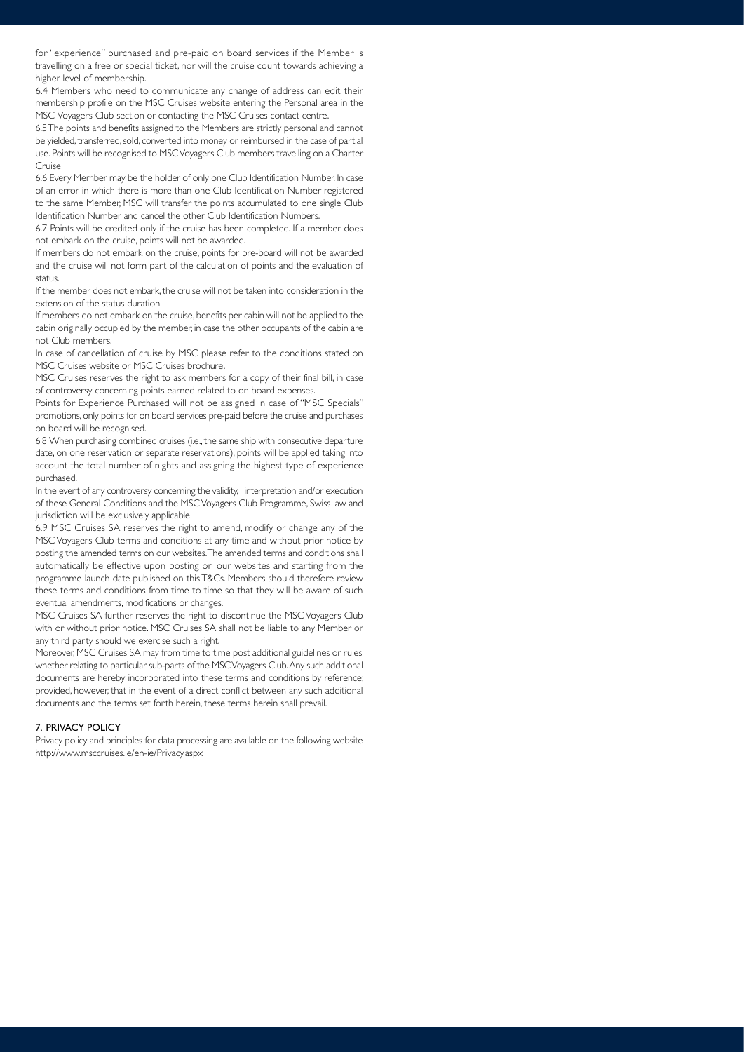for "experience" purchased and pre-paid on board services if the Member is travelling on a free or special ticket, nor will the cruise count towards achieving a higher level of membership.

6.4 Members who need to communicate any change of address can edit their membership profile on the MSC Cruises website entering the Personal area in the MSC Voyagers Club section or contacting the MSC Cruises contact centre.

6.5 The points and benefits assigned to the Members are strictly personal and cannot be yielded, transferred, sold, converted into money or reimbursed in the case of partial use. Points will be recognised to MSC Voyagers Club members travelling on a Charter Cruise.

6.6 Every Member may be the holder of only one Club Identification Number. In case of an error in which there is more than one Club Identification Number registered to the same Member, MSC will transfer the points accumulated to one single Club Identification Number and cancel the other Club Identification Numbers.

6.7 Points will be credited only if the cruise has been completed. If a member does not embark on the cruise, points will not be awarded.

If members do not embark on the cruise, points for pre-board will not be awarded and the cruise will not form part of the calculation of points and the evaluation of status.

If the member does not embark, the cruise will not be taken into consideration in the extension of the status duration.

If members do not embark on the cruise, benefits per cabin will not be applied to the cabin originally occupied by the member, in case the other occupants of the cabin are not Club members.

In case of cancellation of cruise by MSC please refer to the conditions stated on MSC Cruises website or MSC Cruises brochure.

MSC Cruises reserves the right to ask members for a copy of their final bill, in case of controversy concerning points earned related to on board expenses.

Points for Experience Purchased will not be assigned in case of "MSC Specials" promotions, only points for on board services pre-paid before the cruise and purchases on board will be recognised.

6.8 When purchasing combined cruises (i.e., the same ship with consecutive departure date, on one reservation or separate reservations), points will be applied taking into account the total number of nights and assigning the highest type of experience purchased.

In the event of any controversy concerning the validity, interpretation and/or execution of these General Conditions and the MSC Voyagers Club Programme, Swiss law and jurisdiction will be exclusively applicable.

6.9 MSC Cruises SA reserves the right to amend, modify or change any of the MSC Voyagers Club terms and conditions at any time and without prior notice by posting the amended terms on our websites. The amended terms and conditions shall automatically be effective upon posting on our websites and starting from the programme launch date published on this T&Cs. Members should therefore review these terms and conditions from time to time so that they will be aware of such eventual amendments, modifications or changes.

MSC Cruises SA further reserves the right to discontinue the MSC Voyagers Club with or without prior notice. MSC Cruises SA shall not be liable to any Member or any third party should we exercise such a right.

Moreover, MSC Cruises SA may from time to time post additional guidelines or rules, whether relating to particular sub-parts of the MSC Voyagers Club. Any such additional documents are hereby incorporated into these terms and conditions by reference; provided, however, that in the event of a direct conflict between any such additional documents and the terms set forth herein, these terms herein shall prevail.

## 7. PRIVACY POLICY

Privacy policy and principles for data processing are available on the following website http://www.msccruises.ie/en-ie/Privacy.aspx